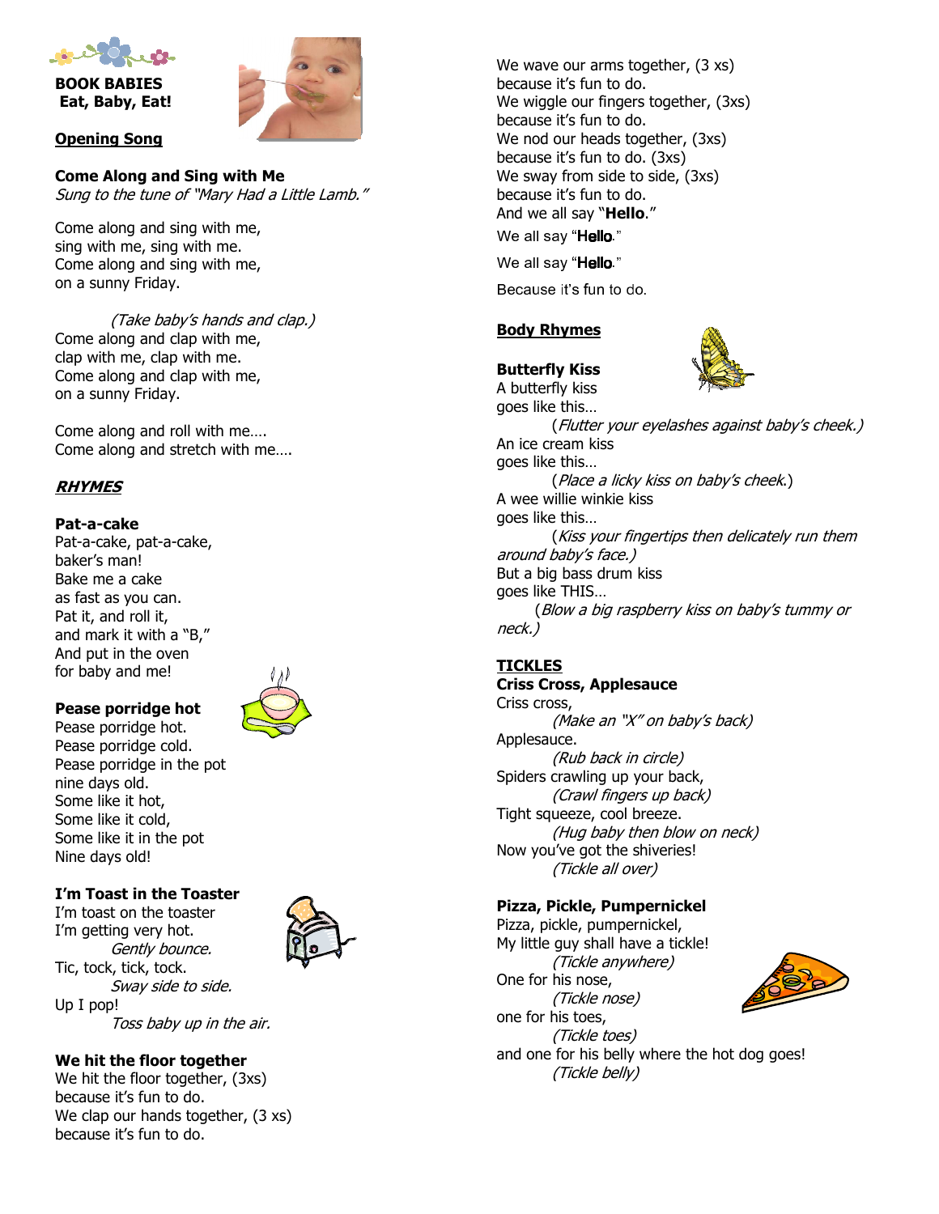**BOOK BABIES**
**Eat, Baby, Eat!**

## Opening Song

### Come Along and Sing with Me

*Sung to the tune of "Mary Had a Little Lamb."*

Come along and sing with me,
sing with me, sing with me.
Come along and sing with me,
on a sunny Friday.

*(Take baby's hands and clap.)*
Come along and clap with me,
clap with me, clap with me.
Come along and clap with me,
on a sunny Friday.

Come along and roll with me….
Come along and stretch with me….

## *RHYMES*

### Pat-a-cake

Pat-a-cake, pat-a-cake,
baker's man!
Bake me a cake
as fast as you can.
Pat it, and roll it,
and mark it with a "B,"
And put in the oven
for baby and me!

### Pease porridge hot

Pease porridge hot.
Pease porridge cold.
Pease porridge in the pot
nine days old.
Some like it hot,
Some like it cold,
Some like it in the pot
Nine days old!

### I'm Toast in the Toaster

I'm toast on the toaster
I'm getting very hot.
*Gently bounce.*
Tic, tock, tick, tock.
*Sway side to side.*
Up I pop!
*Toss baby up in the air.*

### We hit the floor together

We hit the floor together, (3xs)
because it's fun to do.
We clap our hands together, (3 xs)
because it's fun to do.
We wave our arms together, (3 xs)
because it's fun to do.
We wiggle our fingers together, (3xs)
because it's fun to do.
We nod our heads together, (3xs)
because it's fun to do. (3xs)
We sway from side to side, (3xs)
because it's fun to do.
And we all say "**Hello**."
We all say "**Hello**."
We all say "**Hello**."
Because it's fun to do.

## Body Rhymes

### Butterfly Kiss

A butterfly kiss
goes like this…
(*Flutter your eyelashes against baby's cheek.)*
An ice cream kiss
goes like this…
(*Place a licky kiss on baby's cheek*.)
A wee willie winkie kiss
goes like this…
(*Kiss your fingertips then delicately run them around baby's face.)*
But a big bass drum kiss
goes like THIS…
(*Blow a big raspberry kiss on baby's tummy or neck.)*

## TICKLES

### Criss Cross, Applesauce

Criss cross,
*(Make an "X" on baby's back)*
Applesauce.
*(Rub back in circle)*
Spiders crawling up your back,
*(Crawl fingers up back)*
Tight squeeze, cool breeze.
*(Hug baby then blow on neck)*
Now you've got the shiveries!
*(Tickle all over)*

### Pizza, Pickle, Pumpernickel

Pizza, pickle, pumpernickel,
My little guy shall have a tickle!
*(Tickle anywhere)*
One for his nose,
*(Tickle nose)*
one for his toes,
*(Tickle toes)*
and one for his belly where the hot dog goes!
*(Tickle belly)*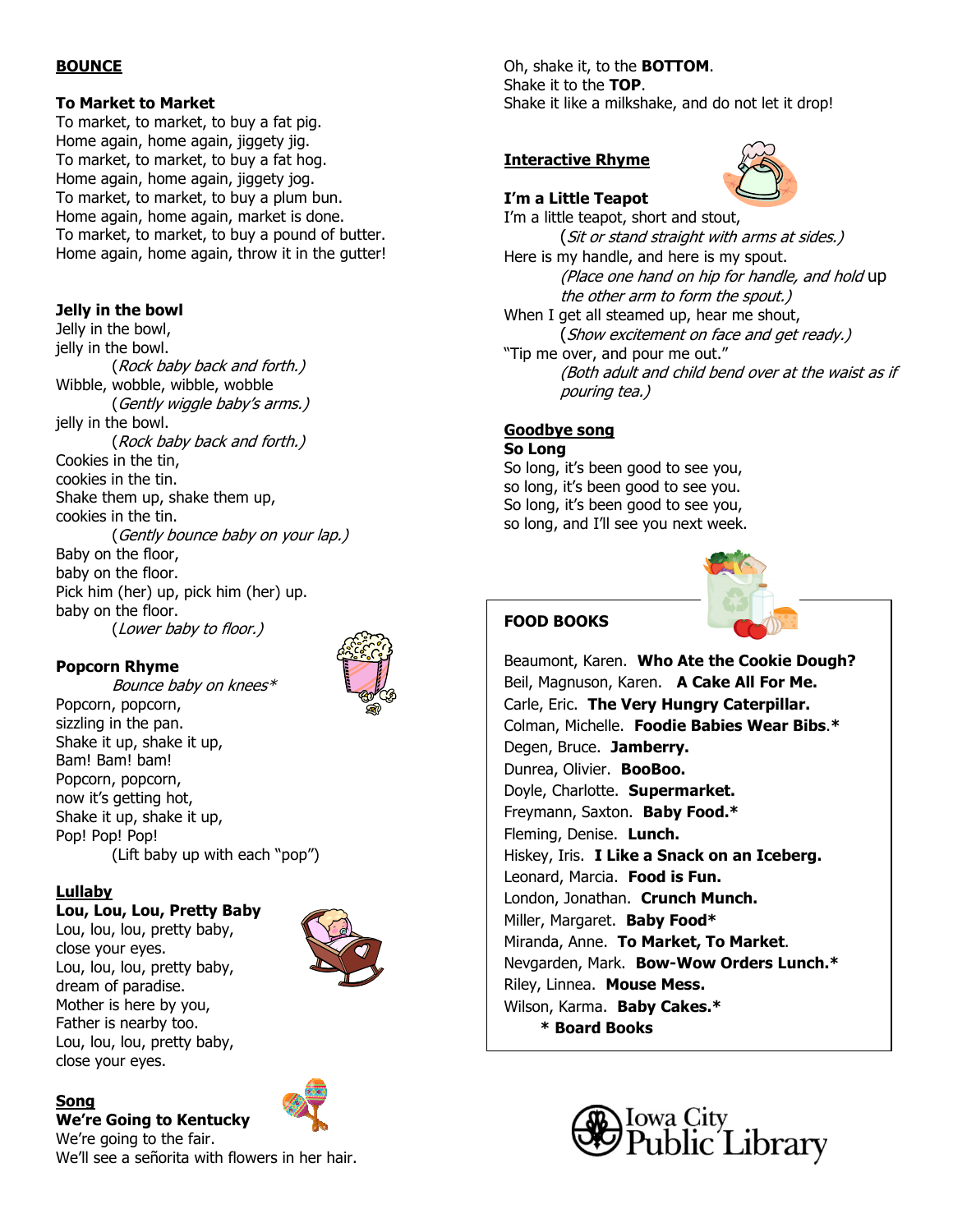**BOUNCE**

**To Market to Market**
To market, to market, to buy a fat pig.
Home again, home again, jiggety jig.
To market, to market, to buy a fat hog.
Home again, home again, jiggety jog.
To market, to market, to buy a plum bun.
Home again, home again, market is done.
To market, to market, to buy a pound of butter.
Home again, home again, throw it in the gutter!

**Jelly in the bowl**
Jelly in the bowl,
jelly in the bowl.
(*Rock baby back and forth.)*
Wibble, wobble, wibble, wobble
(*Gently wiggle baby's arms.)*
jelly in the bowl.
(*Rock baby back and forth.)*
Cookies in the tin,
cookies in the tin.
Shake them up, shake them up,
cookies in the tin.
(*Gently bounce baby on your lap.)*
Baby on the floor,
baby on the floor.
Pick him (her) up, pick him (her) up.
baby on the floor.
(*Lower baby to floor.)*

**Popcorn Rhyme**
*Bounce baby on knees**
Popcorn, popcorn,
sizzling in the pan.
Shake it up, shake it up,
Bam! Bam! bam!
Popcorn, popcorn,
now it's getting hot,
Shake it up, shake it up,
Pop! Pop! Pop!
(Lift baby up with each "pop")

**Lullaby**
**Lou, Lou, Lou, Pretty Baby**
Lou, lou, lou, pretty baby,
close your eyes.
Lou, lou, lou, pretty baby,
dream of paradise.
Mother is here by you,
Father is nearby too.
Lou, lou, lou, pretty baby,
close your eyes.

**Song**
**We're Going to Kentucky**
We're going to the fair.
We'll see a señorita with flowers in her hair.
Oh, shake it, to the **BOTTOM**.
Shake it to the **TOP**.
Shake it like a milkshake, and do not let it drop!

**Interactive Rhyme**

**I'm a Little Teapot**
I'm a little teapot, short and stout,
(*Sit or stand straight with arms at sides.)*
Here is my handle, and here is my spout.
*(Place one hand on hip for handle, and hold* up *the other arm to form the spout.)*
When I get all steamed up, hear me shout,
(*Show excitement on face and get ready.)*
"Tip me over, and pour me out."
*(Both adult and child bend over at the waist as if pouring tea.)*

**Goodbye song**
**So Long**
So long, it's been good to see you,
so long, it's been good to see you.
So long, it's been good to see you,
so long, and I'll see you next week.

**FOOD BOOKS**

Beaumont, Karen. **Who Ate the Cookie Dough?**
Beil, Magnuson, Karen. **A Cake All For Me.**
Carle, Eric. **The Very Hungry Caterpillar.**
Colman, Michelle. **Foodie Babies Wear Bibs**.*
Degen, Bruce. **Jamberry.**
Dunrea, Olivier. **BooBoo.**
Doyle, Charlotte. **Supermarket.**
Freymann, Saxton. **Baby Food.***
Fleming, Denise. **Lunch.**
Hiskey, Iris. **I Like a Snack on an Iceberg.**
Leonard, Marcia. **Food is Fun.**
London, Jonathan. **Crunch Munch.**
Miller, Margaret. **Baby Food***
Miranda, Anne. **To Market, To Market**.
Nevgarden, Mark. **Bow-Wow Orders Lunch.***
Riley, Linnea. **Mouse Mess.**
Wilson, Karma. **Baby Cakes.***

**\* Board Books**

Iowa City Public Library